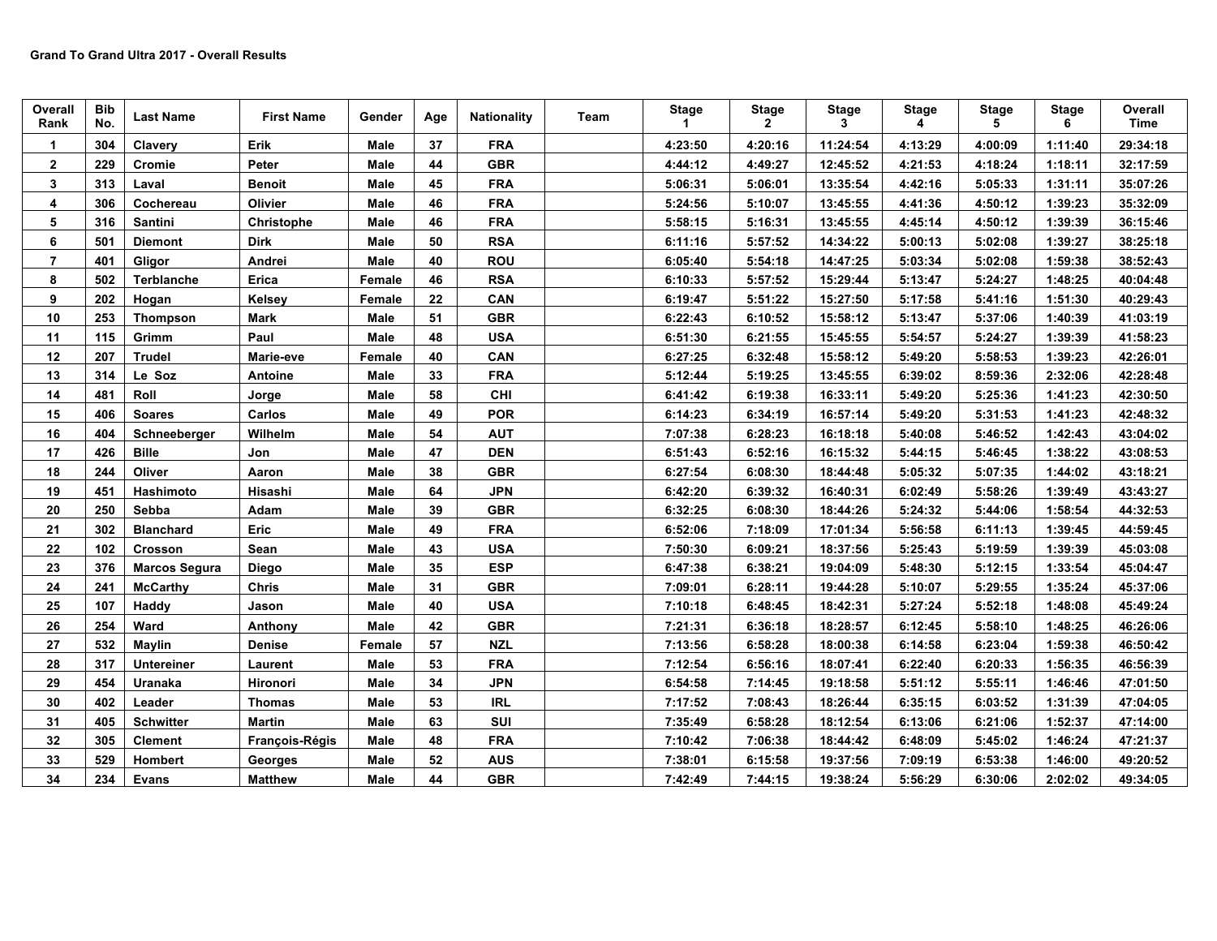**Grand To Grand Ultra 2017 - Overall Results**

| Overall Rank | Bib No. | Last Name | First Name | Gender | Age | Nationality | Team | Stage 1 | Stage 2 | Stage 3 | Stage 4 | Stage 5 | Stage 6 | Overall Time |
|---|---|---|---|---|---|---|---|---|---|---|---|---|---|---|
| 1 | 304 | Clavery | Erik | Male | 37 | FRA | | 4:23:50 | 4:20:16 | 11:24:54 | 4:13:29 | 4:00:09 | 1:11:40 | 29:34:18 |
| 2 | 229 | Cromie | Peter | Male | 44 | GBR | | 4:44:12 | 4:49:27 | 12:45:52 | 4:21:53 | 4:18:24 | 1:18:11 | 32:17:59 |
| 3 | 313 | Laval | Benoit | Male | 45 | FRA | | 5:06:31 | 5:06:01 | 13:35:54 | 4:42:16 | 5:05:33 | 1:31:11 | 35:07:26 |
| 4 | 306 | Cochereau | Olivier | Male | 46 | FRA | | 5:24:56 | 5:10:07 | 13:45:55 | 4:41:36 | 4:50:12 | 1:39:23 | 35:32:09 |
| 5 | 316 | Santini | Christophe | Male | 46 | FRA | | 5:58:15 | 5:16:31 | 13:45:55 | 4:45:14 | 4:50:12 | 1:39:39 | 36:15:46 |
| 6 | 501 | Diemont | Dirk | Male | 50 | RSA | | 6:11:16 | 5:57:52 | 14:34:22 | 5:00:13 | 5:02:08 | 1:39:27 | 38:25:18 |
| 7 | 401 | Gligor | Andrei | Male | 40 | ROU | | 6:05:40 | 5:54:18 | 14:47:25 | 5:03:34 | 5:02:08 | 1:59:38 | 38:52:43 |
| 8 | 502 | Terblanche | Erica | Female | 46 | RSA | | 6:10:33 | 5:57:52 | 15:29:44 | 5:13:47 | 5:24:27 | 1:48:25 | 40:04:48 |
| 9 | 202 | Hogan | Kelsey | Female | 22 | CAN | | 6:19:47 | 5:51:22 | 15:27:50 | 5:17:58 | 5:41:16 | 1:51:30 | 40:29:43 |
| 10 | 253 | Thompson | Mark | Male | 51 | GBR | | 6:22:43 | 6:10:52 | 15:58:12 | 5:13:47 | 5:37:06 | 1:40:39 | 41:03:19 |
| 11 | 115 | Grimm | Paul | Male | 48 | USA | | 6:51:30 | 6:21:55 | 15:45:55 | 5:54:57 | 5:24:27 | 1:39:39 | 41:58:23 |
| 12 | 207 | Trudel | Marie-eve | Female | 40 | CAN | | 6:27:25 | 6:32:48 | 15:58:12 | 5:49:20 | 5:58:53 | 1:39:23 | 42:26:01 |
| 13 | 314 | Le Soz | Antoine | Male | 33 | FRA | | 5:12:44 | 5:19:25 | 13:45:55 | 6:39:02 | 8:59:36 | 2:32:06 | 42:28:48 |
| 14 | 481 | Roll | Jorge | Male | 58 | CHI | | 6:41:42 | 6:19:38 | 16:33:11 | 5:49:20 | 5:25:36 | 1:41:23 | 42:30:50 |
| 15 | 406 | Soares | Carlos | Male | 49 | POR | | 6:14:23 | 6:34:19 | 16:57:14 | 5:49:20 | 5:31:53 | 1:41:23 | 42:48:32 |
| 16 | 404 | Schneeberger | Wilhelm | Male | 54 | AUT | | 7:07:38 | 6:28:23 | 16:18:18 | 5:40:08 | 5:46:52 | 1:42:43 | 43:04:02 |
| 17 | 426 | Bille | Jon | Male | 47 | DEN | | 6:51:43 | 6:52:16 | 16:15:32 | 5:44:15 | 5:46:45 | 1:38:22 | 43:08:53 |
| 18 | 244 | Oliver | Aaron | Male | 38 | GBR | | 6:27:54 | 6:08:30 | 18:44:48 | 5:05:32 | 5:07:35 | 1:44:02 | 43:18:21 |
| 19 | 451 | Hashimoto | Hisashi | Male | 64 | JPN | | 6:42:20 | 6:39:32 | 16:40:31 | 6:02:49 | 5:58:26 | 1:39:49 | 43:43:27 |
| 20 | 250 | Sebba | Adam | Male | 39 | GBR | | 6:32:25 | 6:08:30 | 18:44:26 | 5:24:32 | 5:44:06 | 1:58:54 | 44:32:53 |
| 21 | 302 | Blanchard | Eric | Male | 49 | FRA | | 6:52:06 | 7:18:09 | 17:01:34 | 5:56:58 | 6:11:13 | 1:39:45 | 44:59:45 |
| 22 | 102 | Crosson | Sean | Male | 43 | USA | | 7:50:30 | 6:09:21 | 18:37:56 | 5:25:43 | 5:19:59 | 1:39:39 | 45:03:08 |
| 23 | 376 | Marcos Segura | Diego | Male | 35 | ESP | | 6:47:38 | 6:38:21 | 19:04:09 | 5:48:30 | 5:12:15 | 1:33:54 | 45:04:47 |
| 24 | 241 | McCarthy | Chris | Male | 31 | GBR | | 7:09:01 | 6:28:11 | 19:44:28 | 5:10:07 | 5:29:55 | 1:35:24 | 45:37:06 |
| 25 | 107 | Haddy | Jason | Male | 40 | USA | | 7:10:18 | 6:48:45 | 18:42:31 | 5:27:24 | 5:52:18 | 1:48:08 | 45:49:24 |
| 26 | 254 | Ward | Anthony | Male | 42 | GBR | | 7:21:31 | 6:36:18 | 18:28:57 | 6:12:45 | 5:58:10 | 1:48:25 | 46:26:06 |
| 27 | 532 | Maylin | Denise | Female | 57 | NZL | | 7:13:56 | 6:58:28 | 18:00:38 | 6:14:58 | 6:23:04 | 1:59:38 | 46:50:42 |
| 28 | 317 | Untereiner | Laurent | Male | 53 | FRA | | 7:12:54 | 6:56:16 | 18:07:41 | 6:22:40 | 6:20:33 | 1:56:35 | 46:56:39 |
| 29 | 454 | Uranaka | Hironori | Male | 34 | JPN | | 6:54:58 | 7:14:45 | 19:18:58 | 5:51:12 | 5:55:11 | 1:46:46 | 47:01:50 |
| 30 | 402 | Leader | Thomas | Male | 53 | IRL | | 7:17:52 | 7:08:43 | 18:26:44 | 6:35:15 | 6:03:52 | 1:31:39 | 47:04:05 |
| 31 | 405 | Schwitter | Martin | Male | 63 | SUI | | 7:35:49 | 6:58:28 | 18:12:54 | 6:13:06 | 6:21:06 | 1:52:37 | 47:14:00 |
| 32 | 305 | Clement | François-Régis | Male | 48 | FRA | | 7:10:42 | 7:06:38 | 18:44:42 | 6:48:09 | 5:45:02 | 1:46:24 | 47:21:37 |
| 33 | 529 | Hombert | Georges | Male | 52 | AUS | | 7:38:01 | 6:15:58 | 19:37:56 | 7:09:19 | 6:53:38 | 1:46:00 | 49:20:52 |
| 34 | 234 | Evans | Matthew | Male | 44 | GBR | | 7:42:49 | 7:44:15 | 19:38:24 | 5:56:29 | 6:30:06 | 2:02:02 | 49:34:05 |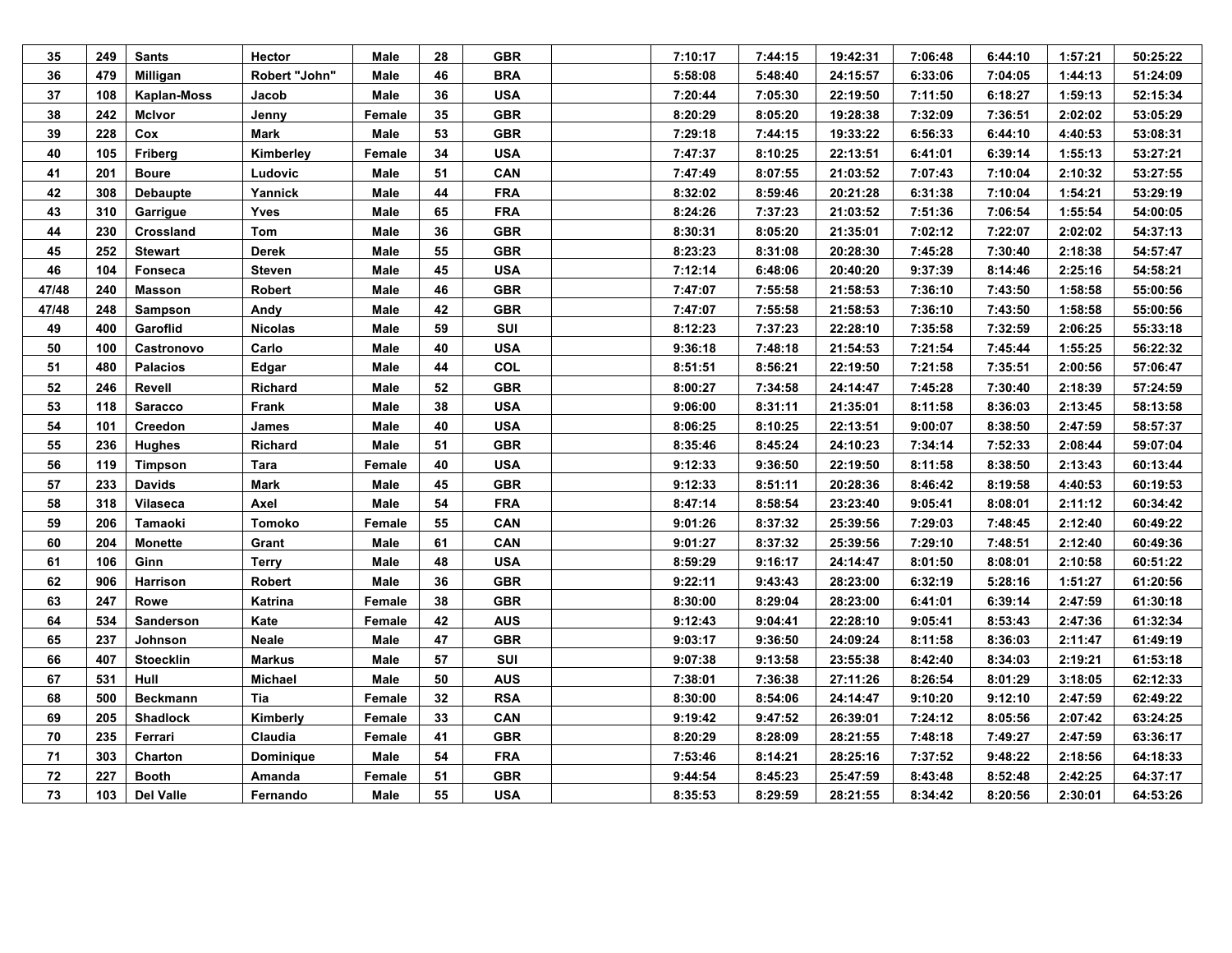| 35 | 249 | Sants | Hector | Male | 28 | GBR | | 7:10:17 | 7:44:15 | 19:42:31 | 7:06:48 | 6:44:10 | 1:57:21 | 50:25:22 |
|---|---|---|---|---|---|---|---|---|---|---|---|---|---|---|
| 36 | 479 | Milligan | Robert "John" | Male | 46 | BRA | | 5:58:08 | 5:48:40 | 24:15:57 | 6:33:06 | 7:04:05 | 1:44:13 | 51:24:09 |
| 37 | 108 | Kaplan-Moss | Jacob | Male | 36 | USA | | 7:20:44 | 7:05:30 | 22:19:50 | 7:11:50 | 6:18:27 | 1:59:13 | 52:15:34 |
| 38 | 242 | McIvor | Jenny | Female | 35 | GBR | | 8:20:29 | 8:05:20 | 19:28:38 | 7:32:09 | 7:36:51 | 2:02:02 | 53:05:29 |
| 39 | 228 | Cox | Mark | Male | 53 | GBR | | 7:29:18 | 7:44:15 | 19:33:22 | 6:56:33 | 6:44:10 | 4:40:53 | 53:08:31 |
| 40 | 105 | Friberg | Kimberley | Female | 34 | USA | | 7:47:37 | 8:10:25 | 22:13:51 | 6:41:01 | 6:39:14 | 1:55:13 | 53:27:21 |
| 41 | 201 | Boure | Ludovic | Male | 51 | CAN | | 7:47:49 | 8:07:55 | 21:03:52 | 7:07:43 | 7:10:04 | 2:10:32 | 53:27:55 |
| 42 | 308 | Debaupte | Yannick | Male | 44 | FRA | | 8:32:02 | 8:59:46 | 20:21:28 | 6:31:38 | 7:10:04 | 1:54:21 | 53:29:19 |
| 43 | 310 | Garrigue | Yves | Male | 65 | FRA | | 8:24:26 | 7:37:23 | 21:03:52 | 7:51:36 | 7:06:54 | 1:55:54 | 54:00:05 |
| 44 | 230 | Crossland | Tom | Male | 36 | GBR | | 8:30:31 | 8:05:20 | 21:35:01 | 7:02:12 | 7:22:07 | 2:02:02 | 54:37:13 |
| 45 | 252 | Stewart | Derek | Male | 55 | GBR | | 8:23:23 | 8:31:08 | 20:28:30 | 7:45:28 | 7:30:40 | 2:18:38 | 54:57:47 |
| 46 | 104 | Fonseca | Steven | Male | 45 | USA | | 7:12:14 | 6:48:06 | 20:40:20 | 9:37:39 | 8:14:46 | 2:25:16 | 54:58:21 |
| 47/48 | 240 | Masson | Robert | Male | 46 | GBR | | 7:47:07 | 7:55:58 | 21:58:53 | 7:36:10 | 7:43:50 | 1:58:58 | 55:00:56 |
| 47/48 | 248 | Sampson | Andy | Male | 42 | GBR | | 7:47:07 | 7:55:58 | 21:58:53 | 7:36:10 | 7:43:50 | 1:58:58 | 55:00:56 |
| 49 | 400 | Garoflid | Nicolas | Male | 59 | SUI | | 8:12:23 | 7:37:23 | 22:28:10 | 7:35:58 | 7:32:59 | 2:06:25 | 55:33:18 |
| 50 | 100 | Castronovo | Carlo | Male | 40 | USA | | 9:36:18 | 7:48:18 | 21:54:53 | 7:21:54 | 7:45:44 | 1:55:25 | 56:22:32 |
| 51 | 480 | Palacios | Edgar | Male | 44 | COL | | 8:51:51 | 8:56:21 | 22:19:50 | 7:21:58 | 7:35:51 | 2:00:56 | 57:06:47 |
| 52 | 246 | Revell | Richard | Male | 52 | GBR | | 8:00:27 | 7:34:58 | 24:14:47 | 7:45:28 | 7:30:40 | 2:18:39 | 57:24:59 |
| 53 | 118 | Saracco | Frank | Male | 38 | USA | | 9:06:00 | 8:31:11 | 21:35:01 | 8:11:58 | 8:36:03 | 2:13:45 | 58:13:58 |
| 54 | 101 | Creedon | James | Male | 40 | USA | | 8:06:25 | 8:10:25 | 22:13:51 | 9:00:07 | 8:38:50 | 2:47:59 | 58:57:37 |
| 55 | 236 | Hughes | Richard | Male | 51 | GBR | | 8:35:46 | 8:45:24 | 24:10:23 | 7:34:14 | 7:52:33 | 2:08:44 | 59:07:04 |
| 56 | 119 | Timpson | Tara | Female | 40 | USA | | 9:12:33 | 9:36:50 | 22:19:50 | 8:11:58 | 8:38:50 | 2:13:43 | 60:13:44 |
| 57 | 233 | Davids | Mark | Male | 45 | GBR | | 9:12:33 | 8:51:11 | 20:28:36 | 8:46:42 | 8:19:58 | 4:40:53 | 60:19:53 |
| 58 | 318 | Vilaseca | Axel | Male | 54 | FRA | | 8:47:14 | 8:58:54 | 23:23:40 | 9:05:41 | 8:08:01 | 2:11:12 | 60:34:42 |
| 59 | 206 | Tamaoki | Tomoko | Female | 55 | CAN | | 9:01:26 | 8:37:32 | 25:39:56 | 7:29:03 | 7:48:45 | 2:12:40 | 60:49:22 |
| 60 | 204 | Monette | Grant | Male | 61 | CAN | | 9:01:27 | 8:37:32 | 25:39:56 | 7:29:10 | 7:48:51 | 2:12:40 | 60:49:36 |
| 61 | 106 | Ginn | Terry | Male | 48 | USA | | 8:59:29 | 9:16:17 | 24:14:47 | 8:01:50 | 8:08:01 | 2:10:58 | 60:51:22 |
| 62 | 906 | Harrison | Robert | Male | 36 | GBR | | 9:22:11 | 9:43:43 | 28:23:00 | 6:32:19 | 5:28:16 | 1:51:27 | 61:20:56 |
| 63 | 247 | Rowe | Katrina | Female | 38 | GBR | | 8:30:00 | 8:29:04 | 28:23:00 | 6:41:01 | 6:39:14 | 2:47:59 | 61:30:18 |
| 64 | 534 | Sanderson | Kate | Female | 42 | AUS | | 9:12:43 | 9:04:41 | 22:28:10 | 9:05:41 | 8:53:43 | 2:47:36 | 61:32:34 |
| 65 | 237 | Johnson | Neale | Male | 47 | GBR | | 9:03:17 | 9:36:50 | 24:09:24 | 8:11:58 | 8:36:03 | 2:11:47 | 61:49:19 |
| 66 | 407 | Stoecklin | Markus | Male | 57 | SUI | | 9:07:38 | 9:13:58 | 23:55:38 | 8:42:40 | 8:34:03 | 2:19:21 | 61:53:18 |
| 67 | 531 | Hull | Michael | Male | 50 | AUS | | 7:38:01 | 7:36:38 | 27:11:26 | 8:26:54 | 8:01:29 | 3:18:05 | 62:12:33 |
| 68 | 500 | Beckmann | Tia | Female | 32 | RSA | | 8:30:00 | 8:54:06 | 24:14:47 | 9:10:20 | 9:12:10 | 2:47:59 | 62:49:22 |
| 69 | 205 | Shadlock | Kimberly | Female | 33 | CAN | | 9:19:42 | 9:47:52 | 26:39:01 | 7:24:12 | 8:05:56 | 2:07:42 | 63:24:25 |
| 70 | 235 | Ferrari | Claudia | Female | 41 | GBR | | 8:20:29 | 8:28:09 | 28:21:55 | 7:48:18 | 7:49:27 | 2:47:59 | 63:36:17 |
| 71 | 303 | Charton | Dominique | Male | 54 | FRA | | 7:53:46 | 8:14:21 | 28:25:16 | 7:37:52 | 9:48:22 | 2:18:56 | 64:18:33 |
| 72 | 227 | Booth | Amanda | Female | 51 | GBR | | 9:44:54 | 8:45:23 | 25:47:59 | 8:43:48 | 8:52:48 | 2:42:25 | 64:37:17 |
| 73 | 103 | Del Valle | Fernando | Male | 55 | USA | | 8:35:53 | 8:29:59 | 28:21:55 | 8:34:42 | 8:20:56 | 2:30:01 | 64:53:26 |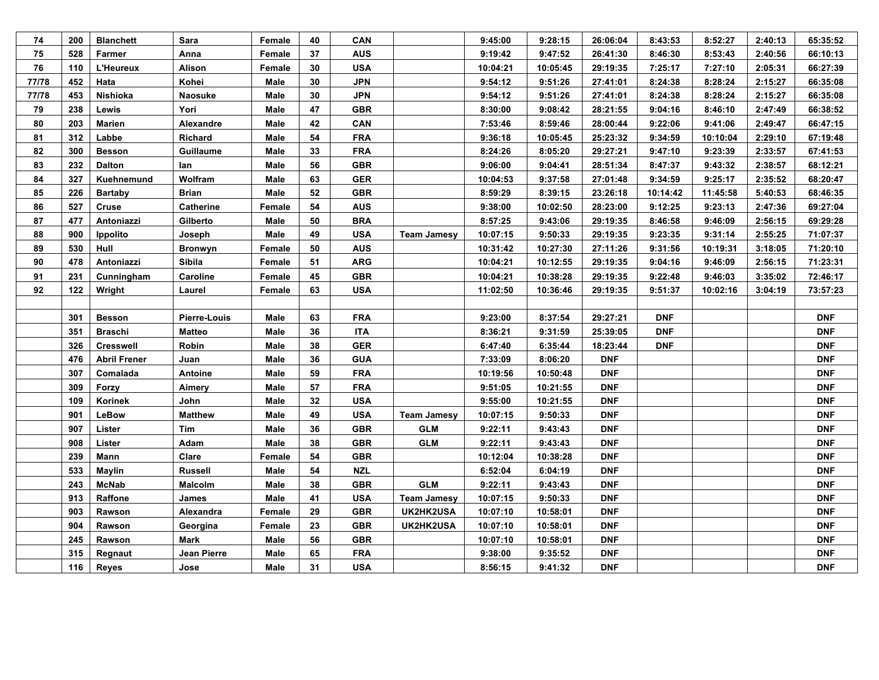| 74 | 200 | Blanchett | Sara | Female | 40 | CAN | | 9:45:00 | 9:28:15 | 26:06:04 | 8:43:53 | 8:52:27 | 2:40:13 | 65:35:52 |
|---|---|---|---|---|---|---|---|---|---|---|---|---|---|---|
| 75 | 528 | Farmer | Anna | Female | 37 | AUS | | 9:19:42 | 9:47:52 | 26:41:30 | 8:46:30 | 8:53:43 | 2:40:56 | 66:10:13 |
| 76 | 110 | L'Heureux | Alison | Female | 30 | USA | | 10:04:21 | 10:05:45 | 29:19:35 | 7:25:17 | 7:27:10 | 2:05:31 | 66:27:39 |
| 77/78 | 452 | Hata | Kohei | Male | 30 | JPN | | 9:54:12 | 9:51:26 | 27:41:01 | 8:24:38 | 8:28:24 | 2:15:27 | 66:35:08 |
| 77/78 | 453 | Nishioka | Naosuke | Male | 30 | JPN | | 9:54:12 | 9:51:26 | 27:41:01 | 8:24:38 | 8:28:24 | 2:15:27 | 66:35:08 |
| 79 | 238 | Lewis | Yori | Male | 47 | GBR | | 8:30:00 | 9:08:42 | 28:21:55 | 9:04:16 | 8:46:10 | 2:47:49 | 66:38:52 |
| 80 | 203 | Marien | Alexandre | Male | 42 | CAN | | 7:53:46 | 8:59:46 | 28:00:44 | 9:22:06 | 9:41:06 | 2:49:47 | 66:47:15 |
| 81 | 312 | Labbe | Richard | Male | 54 | FRA | | 9:36:18 | 10:05:45 | 25:23:32 | 9:34:59 | 10:10:04 | 2:29:10 | 67:19:48 |
| 82 | 300 | Besson | Guillaume | Male | 33 | FRA | | 8:24:26 | 8:05:20 | 29:27:21 | 9:47:10 | 9:23:39 | 2:33:57 | 67:41:53 |
| 83 | 232 | Dalton | Ian | Male | 56 | GBR | | 9:06:00 | 9:04:41 | 28:51:34 | 8:47:37 | 9:43:32 | 2:38:57 | 68:12:21 |
| 84 | 327 | Kuehnemund | Wolfram | Male | 63 | GER | | 10:04:53 | 9:37:58 | 27:01:48 | 9:34:59 | 9:25:17 | 2:35:52 | 68:20:47 |
| 85 | 226 | Bartaby | Brian | Male | 52 | GBR | | 8:59:29 | 8:39:15 | 23:26:18 | 10:14:42 | 11:45:58 | 5:40:53 | 68:46:35 |
| 86 | 527 | Cruse | Catherine | Female | 54 | AUS | | 9:38:00 | 10:02:50 | 28:23:00 | 9:12:25 | 9:23:13 | 2:47:36 | 69:27:04 |
| 87 | 477 | Antoniazzi | Gilberto | Male | 50 | BRA | | 8:57:25 | 9:43:06 | 29:19:35 | 8:46:58 | 9:46:09 | 2:56:15 | 69:29:28 |
| 88 | 900 | Ippolito | Joseph | Male | 49 | USA | Team Jamesy | 10:07:15 | 9:50:33 | 29:19:35 | 9:23:35 | 9:31:14 | 2:55:25 | 71:07:37 |
| 89 | 530 | Hull | Bronwyn | Female | 50 | AUS | | 10:31:42 | 10:27:30 | 27:11:26 | 9:31:56 | 10:19:31 | 3:18:05 | 71:20:10 |
| 90 | 478 | Antoniazzi | Sibila | Female | 51 | ARG | | 10:04:21 | 10:12:55 | 29:19:35 | 9:04:16 | 9:46:09 | 2:56:15 | 71:23:31 |
| 91 | 231 | Cunningham | Caroline | Female | 45 | GBR | | 10:04:21 | 10:38:28 | 29:19:35 | 9:22:48 | 9:46:03 | 3:35:02 | 72:46:17 |
| 92 | 122 | Wright | Laurel | Female | 63 | USA | | 11:02:50 | 10:36:46 | 29:19:35 | 9:51:37 | 10:02:16 | 3:04:19 | 73:57:23 |
| | | | | | | | | | | | | | | |
| | 301 | Besson | Pierre-Louis | Male | 63 | FRA | | 9:23:00 | 8:37:54 | 29:27:21 | DNF | | | DNF |
| | 351 | Braschi | Matteo | Male | 36 | ITA | | 8:36:21 | 9:31:59 | 25:39:05 | DNF | | | DNF |
| | 326 | Cresswell | Robin | Male | 38 | GER | | 6:47:40 | 6:35:44 | 18:23:44 | DNF | | | DNF |
| | 476 | Abril Frener | Juan | Male | 36 | GUA | | 7:33:09 | 8:06:20 | DNF | | | | DNF |
| | 307 | Comalada | Antoine | Male | 59 | FRA | | 10:19:56 | 10:50:48 | DNF | | | | DNF |
| | 309 | Forzy | Aimery | Male | 57 | FRA | | 9:51:05 | 10:21:55 | DNF | | | | DNF |
| | 109 | Korinek | John | Male | 32 | USA | | 9:55:00 | 10:21:55 | DNF | | | | DNF |
| | 901 | LeBow | Matthew | Male | 49 | USA | Team Jamesy | 10:07:15 | 9:50:33 | DNF | | | | DNF |
| | 907 | Lister | Tim | Male | 36 | GBR | GLM | 9:22:11 | 9:43:43 | DNF | | | | DNF |
| | 908 | Lister | Adam | Male | 38 | GBR | GLM | 9:22:11 | 9:43:43 | DNF | | | | DNF |
| | 239 | Mann | Clare | Female | 54 | GBR | | 10:12:04 | 10:38:28 | DNF | | | | DNF |
| | 533 | Maylin | Russell | Male | 54 | NZL | | 6:52:04 | 6:04:19 | DNF | | | | DNF |
| | 243 | McNab | Malcolm | Male | 38 | GBR | GLM | 9:22:11 | 9:43:43 | DNF | | | | DNF |
| | 913 | Raffone | James | Male | 41 | USA | Team Jamesy | 10:07:15 | 9:50:33 | DNF | | | | DNF |
| | 903 | Rawson | Alexandra | Female | 29 | GBR | UK2HK2USA | 10:07:10 | 10:58:01 | DNF | | | | DNF |
| | 904 | Rawson | Georgina | Female | 23 | GBR | UK2HK2USA | 10:07:10 | 10:58:01 | DNF | | | | DNF |
| | 245 | Rawson | Mark | Male | 56 | GBR | | 10:07:10 | 10:58:01 | DNF | | | | DNF |
| | 315 | Regnaut | Jean Pierre | Male | 65 | FRA | | 9:38:00 | 9:35:52 | DNF | | | | DNF |
| | 116 | Reyes | Jose | Male | 31 | USA | | 8:56:15 | 9:41:32 | DNF | | | | DNF |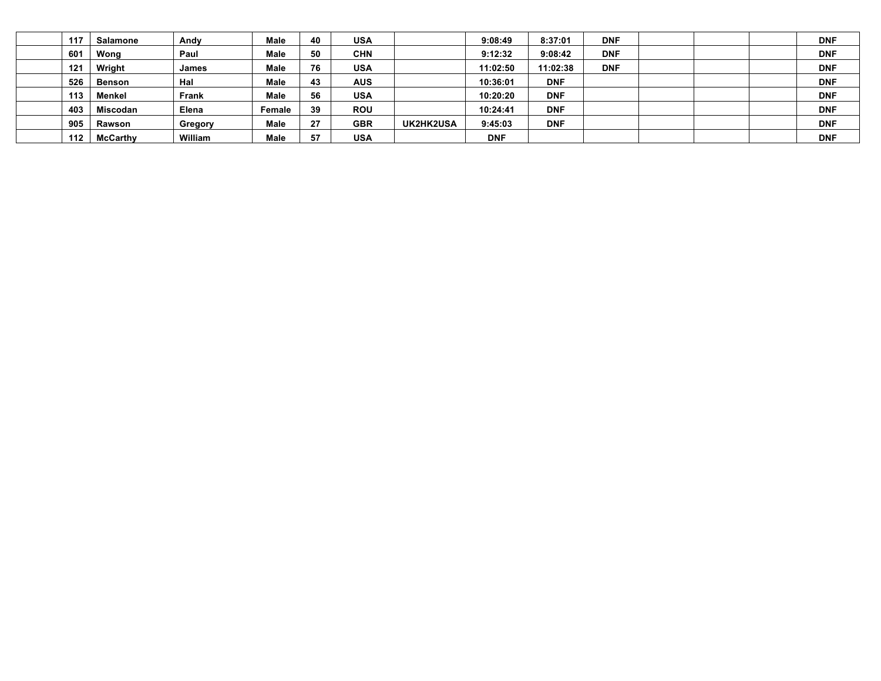| | | | | | | | | | | | | | | |
|---|---|---|---|---|---|---|---|---|---|---|---|---|---|---|
| | 117 | Salamone | Andy | Male | 40 | USA | | 9:08:49 | 8:37:01 | DNF | | | | DNF |
| | 601 | Wong | Paul | Male | 50 | CHN | | 9:12:32 | 9:08:42 | DNF | | | | DNF |
| | 121 | Wright | James | Male | 76 | USA | | 11:02:50 | 11:02:38 | DNF | | | | DNF |
| | 526 | Benson | Hal | Male | 43 | AUS | | 10:36:01 | DNF | | | | | DNF |
| | 113 | Menkel | Frank | Male | 56 | USA | | 10:20:20 | DNF | | | | | DNF |
| | 403 | Miscodan | Elena | Female | 39 | ROU | | 10:24:41 | DNF | | | | | DNF |
| | 905 | Rawson | Gregory | Male | 27 | GBR | UK2HK2USA | 9:45:03 | DNF | | | | | DNF |
| | 112 | McCarthy | William | Male | 57 | USA | | DNF | | | | | | DNF |